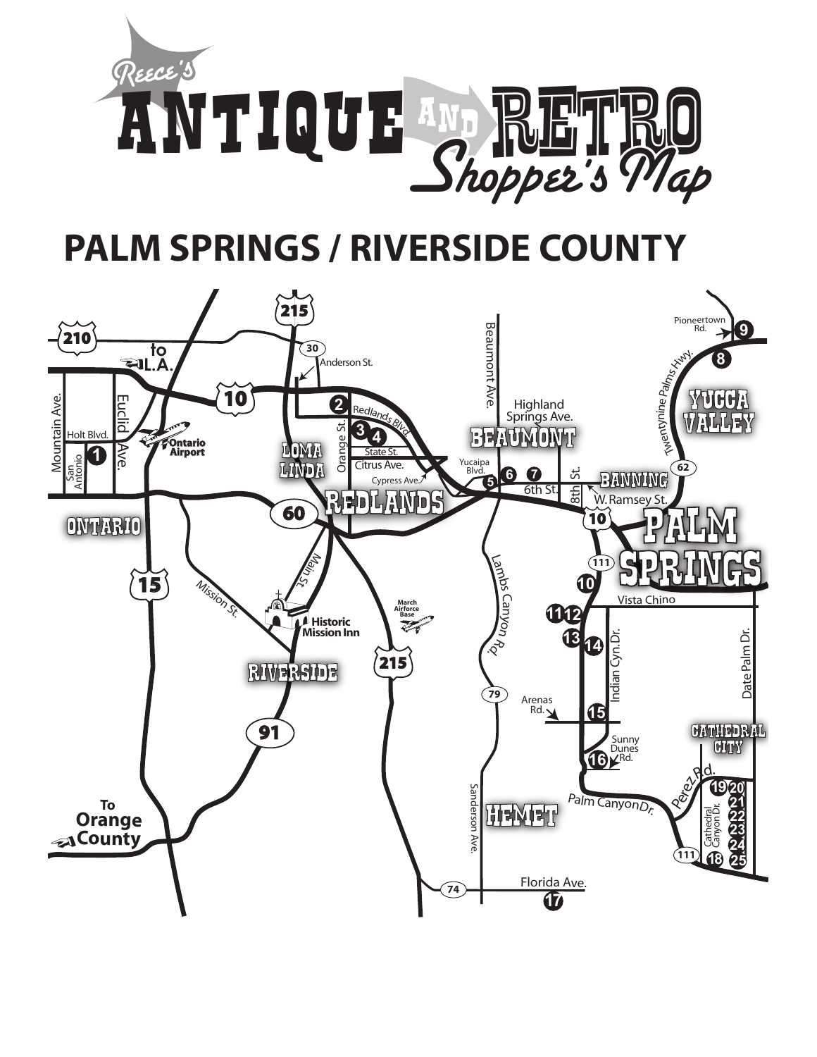# Reece's ANTIQUE AND RETRO Shopper's Map

## PALM SPRINGS / RIVERSIDE COUNTY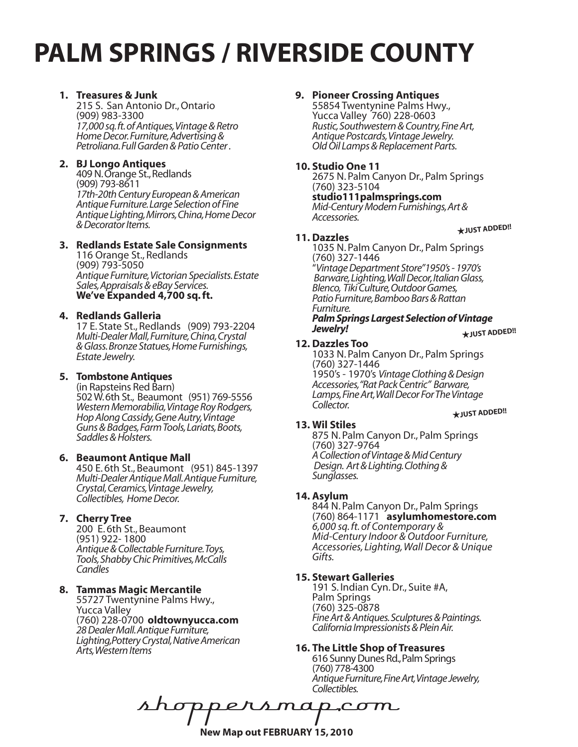# PALM SPRINGS / RIVERSIDE COUNTY

**1. Treasures & Junk**
215 S. San Antonio Dr., Ontario
(909) 983-3300
*17,000 sq. ft. of Antiques, Vintage & Retro Home Decor. Furniture, Advertising & Petroliana. Full Garden & Patio Center .*

**2. BJ Longo Antiques**
409 N. Orange St., Redlands
(909) 793-8611
*17th-20th Century European & American Antique Furniture. Large Selection of Fine Antique Lighting, Mirrors, China, Home Decor & Decorator Items.*

**3. Redlands Estate Sale Consignments**
116 Orange St., Redlands
(909) 793-5050
*Antique Furniture, Victorian Specialists. Estate Sales, Appraisals & eBay Services.*
**We've Expanded 4,700 sq. ft.**

**4. Redlands Galleria**
17 E. State St., Redlands (909) 793-2204
*Multi-Dealer Mall, Furniture, China, Crystal & Glass. Bronze Statues, Home Furnishings, Estate Jewelry.*

**5. Tombstone Antiques**
(in Rapsteins Red Barn)
502 W. 6th St., Beaumont (951) 769-5556
*Western Memorabilia, Vintage Roy Rodgers, Hop Along Cassidy, Gene Autry, Vintage Guns & Badges, Farm Tools, Lariats, Boots, Saddles & Holsters.*

**6. Beaumont Antique Mall**
450 E. 6th St., Beaumont (951) 845-1397
*Multi-Dealer Antique Mall. Antique Furniture, Crystal, Ceramics, Vintage Jewelry, Collectibles, Home Decor.*

**7. Cherry Tree**
200 E. 6th St., Beaumont
(951) 922- 1800
*Antique & Collectable Furniture. Toys, Tools, Shabby Chic Primitives, McCalls Candles*

**8. Tammas Magic Mercantile**
55727 Twentynine Palms Hwy., Yucca Valley
(760) 228-0700 **oldtownyucca.com**
*28 Dealer Mall. Antique Furniture, Lighting,Pottery Crystal, Native American Arts, Western Items*

**9. Pioneer Crossing Antiques**
55854 Twentynine Palms Hwy., Yucca Valley 760) 228-0603
*Rustic, Southwestern & Country, Fine Art, Antique Postcards, Vintage Jewelry. Old Oil Lamps & Replacement Parts.*

**10. Studio One 11**
2675 N. Palm Canyon Dr., Palm Springs
(760) 323-5104
**studio111palmsprings.com**
*Mid-Century Modern Furnishings, Art & Accessories.*

★**JUST ADDED!!**

**11. Dazzles**
1035 N. Palm Canyon Dr., Palm Springs
(760) 327-1446
"*Vintage Department Store" 1950's - 1970's Barware, Lighting, Wall Decor, Italian Glass, Blenco, Tiki Culture, Outdoor Games, Patio Furniture, Bamboo Bars & Rattan Furniture.*
***Palm Springs Largest Selection of Vintage Jewelry!***

★**JUST ADDED!!**

**12. Dazzles Too**
1033 N. Palm Canyon Dr., Palm Springs
(760) 327-1446
1950's - 1970's *Vintage Clothing & Design Accessories, "Rat Pack Centric" Barware, Lamps, Fine Art, Wall Decor For The Vintage Collector.*

★**JUST ADDED!!**

**13. Wil Stiles**
875 N. Palm Canyon Dr., Palm Springs
(760) 327-9764
*A Collection of Vintage & Mid Century Design. Art & Lighting. Clothing & Sunglasses.*

**14. Asylum**
844 N. Palm Canyon Dr., Palm Springs
(760) 864-1171 **asylumhomestore.com**
*6,000 sq. ft. of Contemporary & Mid-Century Indoor & Outdoor Furniture, Accessories, Lighting, Wall Decor & Unique Gifts.*

**15. Stewart Galleries**
191 S. Indian Cyn. Dr., Suite #A, Palm Springs
(760) 325-0878
*Fine Art & Antiques. Sculptures & Paintings. California Impressionists & Plein Air.*

**16. The Little Shop of Treasures**
616 Sunny Dunes Rd., Palm Springs
(760) 778-4300
*Antique Furniture, Fine Art, Vintage Jewelry, Collectibles.*

shoppersmap.com

**New Map out FEBRUARY 15, 2010**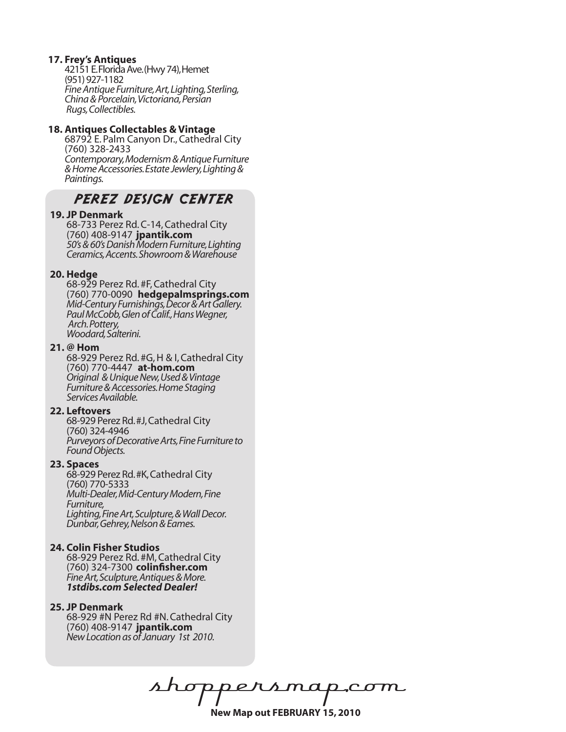**17. Frey's Antiques**
42151 E. Florida Ave. (Hwy 74), Hemet
(951) 927-1182
*Fine Antique Furniture, Art, Lighting, Sterling, China & Porcelain, Victoriana, Persian Rugs, Collectibles.*

**18. Antiques Collectables & Vintage**
68792 E. Palm Canyon Dr., Cathedral City
(760) 328-2433
*Contemporary, Modernism & Antique Furniture & Home Accessories. Estate Jewlery, Lighting & Paintings.*

## PEREZ DESIGN CENTER

**19. JP Denmark**
68-733 Perez Rd. C-14, Cathedral City
(760) 408-9147 **jpantik.com**
*50's & 60's Danish Modern Furniture, Lighting Ceramics, Accents. Showroom & Warehouse*

**20. Hedge**
68-929 Perez Rd. #F, Cathedral City
(760) 770-0090 **hedgepalmsprings.com**
*Mid-Century Furnishings, Decor & Art Gallery. Paul McCobb, Glen of Calif., Hans Wegner, Arch. Pottery, Woodard, Salterini.*

**21. @ Hom**
68-929 Perez Rd. #G, H & I, Cathedral City
(760) 770-4447 **at-hom.com**
*Original & Unique New, Used & Vintage Furniture & Accessories. Home Staging Services Available.*

**22. Leftovers**
68-929 Perez Rd. #J, Cathedral City
(760) 324-4946
*Purveyors of Decorative Arts, Fine Furniture to Found Objects.*

**23. Spaces**
68-929 Perez Rd. #K, Cathedral City
(760) 770-5333
*Multi-Dealer, Mid-Century Modern, Fine Furniture, Lighting, Fine Art, Sculpture, & Wall Decor. Dunbar, Gehrey, Nelson & Eames.*

**24. Colin Fisher Studios**
68-929 Perez Rd. #M, Cathedral City
(760) 324-7300 **colinfisher.com**
*Fine Art, Sculpture, Antiques & More.*
***1stdibs.com Selected Dealer!***

**25. JP Denmark**
68-929 #N Perez Rd #N. Cathedral City
(760) 408-9147 **jpantik.com**
*New Location as of January 1st 2010.*

shoppersmap.com

**New Map out FEBRUARY 15, 2010**